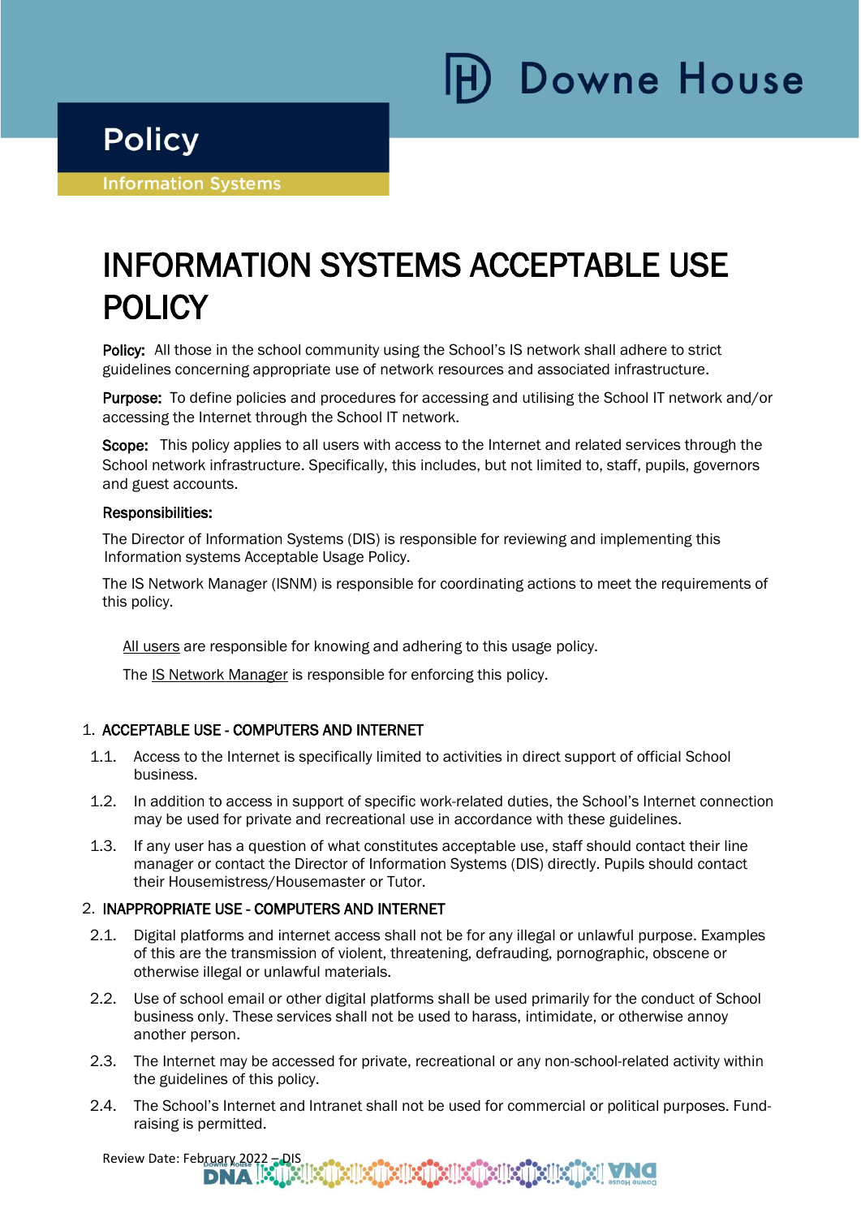Downe House

**Policy**

Information Systems

# INFORMATION SYSTEMS ACCEPTABLE USE POLICY

**Policy:** All those in the school community using the School's IS network shall adhere to strict guidelines concerning appropriate use of network resources and associated infrastructure.

**Purpose:** To define policies and procedures for accessing and utilising the School IT network and/or accessing the Internet through the School IT network.

**Scope:** This policy applies to all users with access to the Internet and related services through the School network infrastructure. Specifically, this includes, but not limited to, staff, pupils, governors and guest accounts.

**Responsibilities:**

The Director of Information Systems (DIS) is responsible for reviewing and implementing this Information systems Acceptable Usage Policy.

The IS Network Manager (ISNM) is responsible for coordinating actions to meet the requirements of this policy.

All users are responsible for knowing and adhering to this usage policy.

The IS Network Manager is responsible for enforcing this policy.

## 1. ACCEPTABLE USE - COMPUTERS AND INTERNET

1.1. Access to the Internet is specifically limited to activities in direct support of official School business.

1.2. In addition to access in support of specific work-related duties, the School's Internet connection may be used for private and recreational use in accordance with these guidelines.

1.3. If any user has a question of what constitutes acceptable use, staff should contact their line manager or contact the Director of Information Systems (DIS) directly. Pupils should contact their Housemistress/Housemaster or Tutor.

## 2. INAPPROPRIATE USE - COMPUTERS AND INTERNET

2.1. Digital platforms and internet access shall not be for any illegal or unlawful purpose. Examples of this are the transmission of violent, threatening, defrauding, pornographic, obscene or otherwise illegal or unlawful materials.

2.2. Use of school email or other digital platforms shall be used primarily for the conduct of School business only. These services shall not be used to harass, intimidate, or otherwise annoy another person.

2.3. The Internet may be accessed for private, recreational or any non-school-related activity within the guidelines of this policy.

2.4. The School's Internet and Intranet shall not be used for commercial or political purposes. Fund-raising is permitted.

Review Date: February 2022 – DIS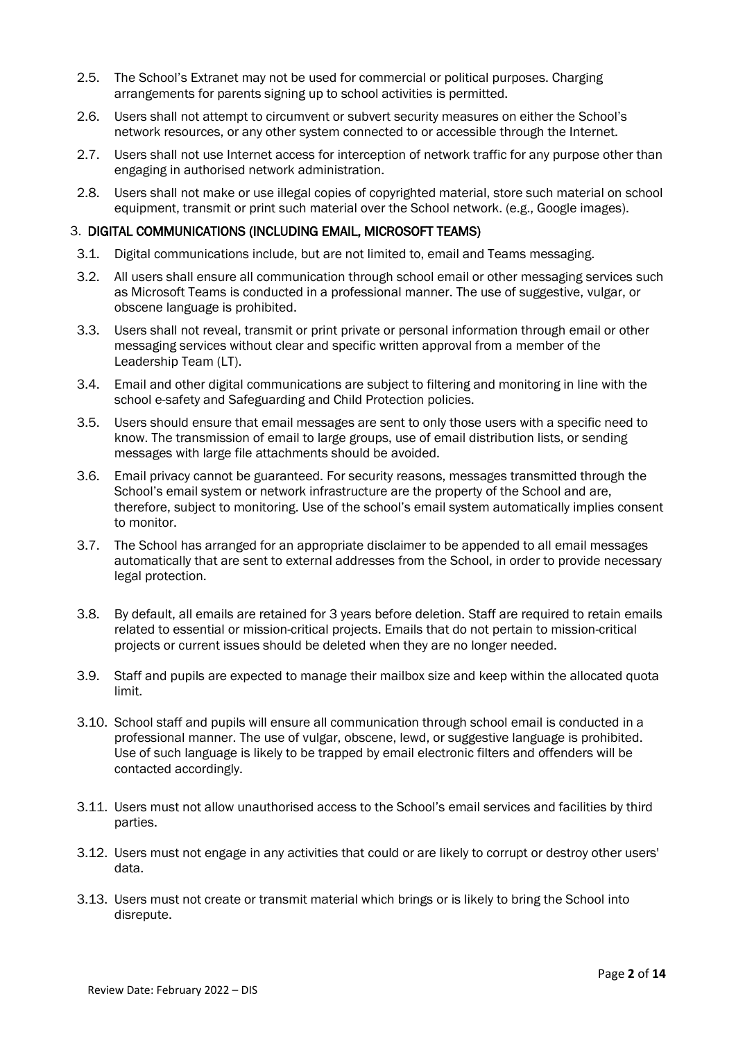2.5. The School's Extranet may not be used for commercial or political purposes. Charging arrangements for parents signing up to school activities is permitted.

2.6. Users shall not attempt to circumvent or subvert security measures on either the School's network resources, or any other system connected to or accessible through the Internet.

2.7. Users shall not use Internet access for interception of network traffic for any purpose other than engaging in authorised network administration.

2.8. Users shall not make or use illegal copies of copyrighted material, store such material on school equipment, transmit or print such material over the School network. (e.g., Google images).

## 3. DIGITAL COMMUNICATIONS (INCLUDING EMAIL, MICROSOFT TEAMS)

3.1. Digital communications include, but are not limited to, email and Teams messaging.

3.2. All users shall ensure all communication through school email or other messaging services such as Microsoft Teams is conducted in a professional manner. The use of suggestive, vulgar, or obscene language is prohibited.

3.3. Users shall not reveal, transmit or print private or personal information through email or other messaging services without clear and specific written approval from a member of the Leadership Team (LT).

3.4. Email and other digital communications are subject to filtering and monitoring in line with the school e-safety and Safeguarding and Child Protection policies.

3.5. Users should ensure that email messages are sent to only those users with a specific need to know. The transmission of email to large groups, use of email distribution lists, or sending messages with large file attachments should be avoided.

3.6. Email privacy cannot be guaranteed. For security reasons, messages transmitted through the School's email system or network infrastructure are the property of the School and are, therefore, subject to monitoring. Use of the school's email system automatically implies consent to monitor.

3.7. The School has arranged for an appropriate disclaimer to be appended to all email messages automatically that are sent to external addresses from the School, in order to provide necessary legal protection.

3.8. By default, all emails are retained for 3 years before deletion. Staff are required to retain emails related to essential or mission-critical projects. Emails that do not pertain to mission-critical projects or current issues should be deleted when they are no longer needed.

3.9. Staff and pupils are expected to manage their mailbox size and keep within the allocated quota limit.

3.10. School staff and pupils will ensure all communication through school email is conducted in a professional manner. The use of vulgar, obscene, lewd, or suggestive language is prohibited. Use of such language is likely to be trapped by email electronic filters and offenders will be contacted accordingly.

3.11. Users must not allow unauthorised access to the School's email services and facilities by third parties.

3.12. Users must not engage in any activities that could or are likely to corrupt or destroy other users' data.

3.13. Users must not create or transmit material which brings or is likely to bring the School into disrepute.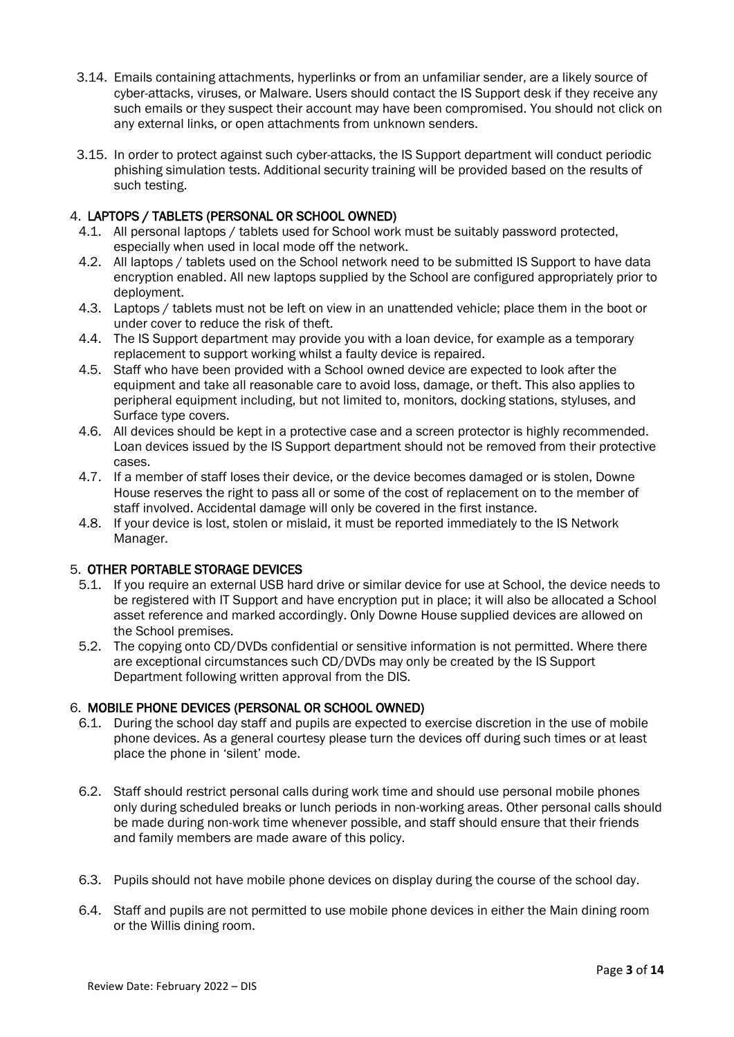3.14. Emails containing attachments, hyperlinks or from an unfamiliar sender, are a likely source of cyber-attacks, viruses, or Malware. Users should contact the IS Support desk if they receive any such emails or they suspect their account may have been compromised. You should not click on any external links, or open attachments from unknown senders.

3.15. In order to protect against such cyber-attacks, the IS Support department will conduct periodic phishing simulation tests. Additional security training will be provided based on the results of such testing.

## 4. LAPTOPS / TABLETS (PERSONAL OR SCHOOL OWNED)

4.1. All personal laptops / tablets used for School work must be suitably password protected, especially when used in local mode off the network.

4.2. All laptops / tablets used on the School network need to be submitted IS Support to have data encryption enabled. All new laptops supplied by the School are configured appropriately prior to deployment.

4.3. Laptops / tablets must not be left on view in an unattended vehicle; place them in the boot or under cover to reduce the risk of theft.

4.4. The IS Support department may provide you with a loan device, for example as a temporary replacement to support working whilst a faulty device is repaired.

4.5. Staff who have been provided with a School owned device are expected to look after the equipment and take all reasonable care to avoid loss, damage, or theft. This also applies to peripheral equipment including, but not limited to, monitors, docking stations, styluses, and Surface type covers.

4.6. All devices should be kept in a protective case and a screen protector is highly recommended. Loan devices issued by the IS Support department should not be removed from their protective cases.

4.7. If a member of staff loses their device, or the device becomes damaged or is stolen, Downe House reserves the right to pass all or some of the cost of replacement on to the member of staff involved. Accidental damage will only be covered in the first instance.

4.8. If your device is lost, stolen or mislaid, it must be reported immediately to the IS Network Manager.

## 5. OTHER PORTABLE STORAGE DEVICES

5.1. If you require an external USB hard drive or similar device for use at School, the device needs to be registered with IT Support and have encryption put in place; it will also be allocated a School asset reference and marked accordingly. Only Downe House supplied devices are allowed on the School premises.

5.2. The copying onto CD/DVDs confidential or sensitive information is not permitted. Where there are exceptional circumstances such CD/DVDs may only be created by the IS Support Department following written approval from the DIS.

## 6. MOBILE PHONE DEVICES (PERSONAL OR SCHOOL OWNED)

6.1. During the school day staff and pupils are expected to exercise discretion in the use of mobile phone devices. As a general courtesy please turn the devices off during such times or at least place the phone in 'silent' mode.

6.2. Staff should restrict personal calls during work time and should use personal mobile phones only during scheduled breaks or lunch periods in non-working areas. Other personal calls should be made during non-work time whenever possible, and staff should ensure that their friends and family members are made aware of this policy.

6.3. Pupils should not have mobile phone devices on display during the course of the school day.

6.4. Staff and pupils are not permitted to use mobile phone devices in either the Main dining room or the Willis dining room.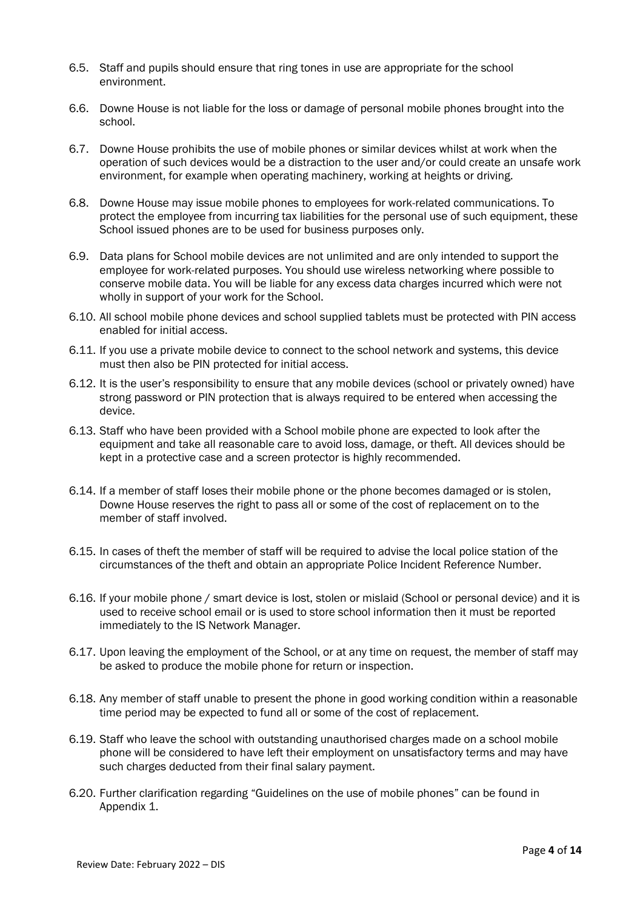6.5. Staff and pupils should ensure that ring tones in use are appropriate for the school environment.

6.6. Downe House is not liable for the loss or damage of personal mobile phones brought into the school.

6.7. Downe House prohibits the use of mobile phones or similar devices whilst at work when the operation of such devices would be a distraction to the user and/or could create an unsafe work environment, for example when operating machinery, working at heights or driving.

6.8. Downe House may issue mobile phones to employees for work-related communications. To protect the employee from incurring tax liabilities for the personal use of such equipment, these School issued phones are to be used for business purposes only.

6.9. Data plans for School mobile devices are not unlimited and are only intended to support the employee for work-related purposes. You should use wireless networking where possible to conserve mobile data. You will be liable for any excess data charges incurred which were not wholly in support of your work for the School.

6.10. All school mobile phone devices and school supplied tablets must be protected with PIN access enabled for initial access.

6.11. If you use a private mobile device to connect to the school network and systems, this device must then also be PIN protected for initial access.

6.12. It is the user's responsibility to ensure that any mobile devices (school or privately owned) have strong password or PIN protection that is always required to be entered when accessing the device.

6.13. Staff who have been provided with a School mobile phone are expected to look after the equipment and take all reasonable care to avoid loss, damage, or theft. All devices should be kept in a protective case and a screen protector is highly recommended.

6.14. If a member of staff loses their mobile phone or the phone becomes damaged or is stolen, Downe House reserves the right to pass all or some of the cost of replacement on to the member of staff involved.

6.15. In cases of theft the member of staff will be required to advise the local police station of the circumstances of the theft and obtain an appropriate Police Incident Reference Number.

6.16. If your mobile phone / smart device is lost, stolen or mislaid (School or personal device) and it is used to receive school email or is used to store school information then it must be reported immediately to the IS Network Manager.

6.17. Upon leaving the employment of the School, or at any time on request, the member of staff may be asked to produce the mobile phone for return or inspection.

6.18. Any member of staff unable to present the phone in good working condition within a reasonable time period may be expected to fund all or some of the cost of replacement.

6.19. Staff who leave the school with outstanding unauthorised charges made on a school mobile phone will be considered to have left their employment on unsatisfactory terms and may have such charges deducted from their final salary payment.

6.20. Further clarification regarding "Guidelines on the use of mobile phones" can be found in Appendix 1.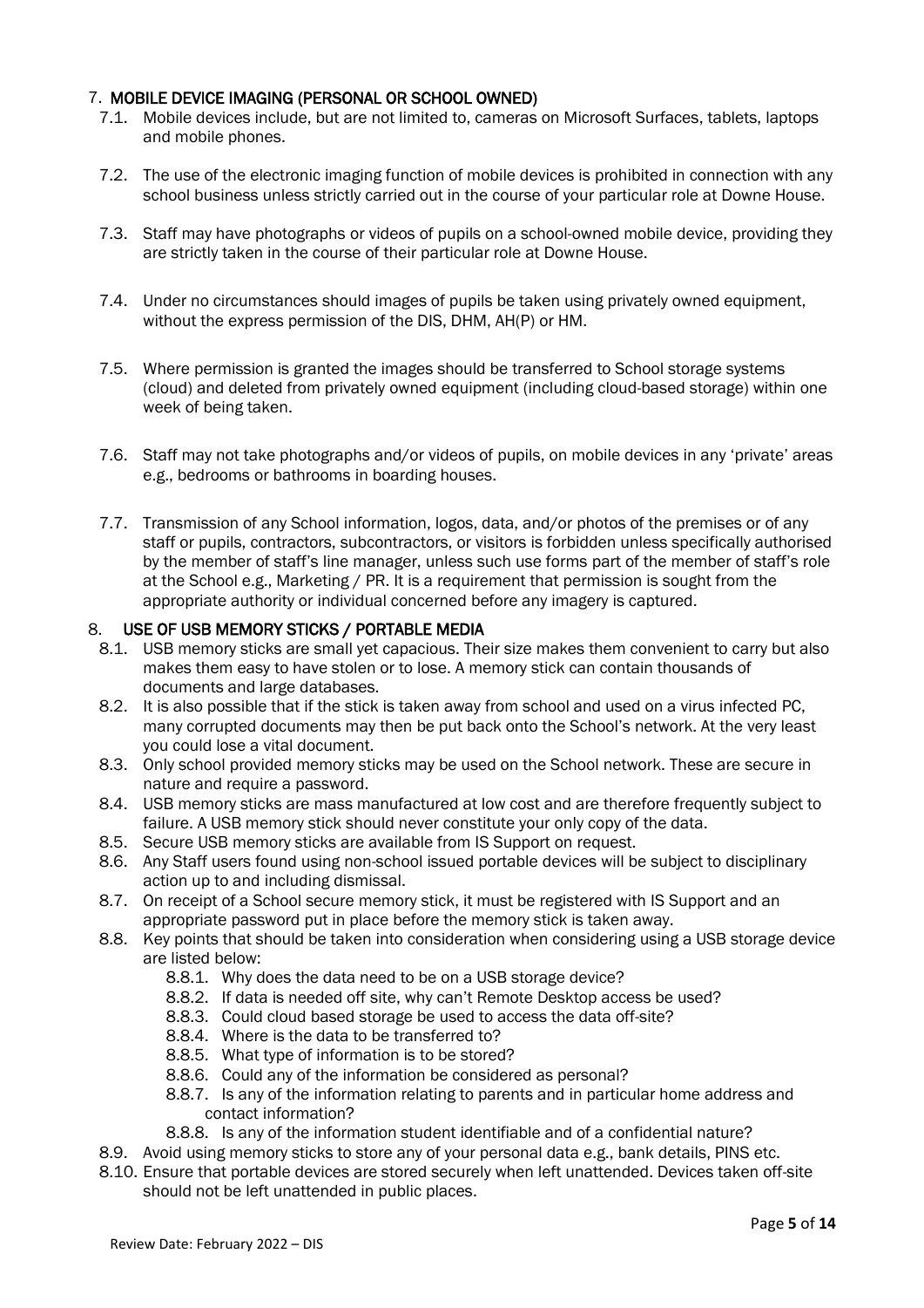## 7. MOBILE DEVICE IMAGING (PERSONAL OR SCHOOL OWNED)

7.1. Mobile devices include, but are not limited to, cameras on Microsoft Surfaces, tablets, laptops and mobile phones.

7.2. The use of the electronic imaging function of mobile devices is prohibited in connection with any school business unless strictly carried out in the course of your particular role at Downe House.

7.3. Staff may have photographs or videos of pupils on a school-owned mobile device, providing they are strictly taken in the course of their particular role at Downe House.

7.4. Under no circumstances should images of pupils be taken using privately owned equipment, without the express permission of the DIS, DHM, AH(P) or HM.

7.5. Where permission is granted the images should be transferred to School storage systems (cloud) and deleted from privately owned equipment (including cloud-based storage) within one week of being taken.

7.6. Staff may not take photographs and/or videos of pupils, on mobile devices in any 'private' areas e.g., bedrooms or bathrooms in boarding houses.

7.7. Transmission of any School information, logos, data, and/or photos of the premises or of any staff or pupils, contractors, subcontractors, or visitors is forbidden unless specifically authorised by the member of staff's line manager, unless such use forms part of the member of staff's role at the School e.g., Marketing / PR. It is a requirement that permission is sought from the appropriate authority or individual concerned before any imagery is captured.

## 8. USE OF USB MEMORY STICKS / PORTABLE MEDIA

8.1. USB memory sticks are small yet capacious. Their size makes them convenient to carry but also makes them easy to have stolen or to lose. A memory stick can contain thousands of documents and large databases.

8.2. It is also possible that if the stick is taken away from school and used on a virus infected PC, many corrupted documents may then be put back onto the School's network. At the very least you could lose a vital document.

8.3. Only school provided memory sticks may be used on the School network. These are secure in nature and require a password.

8.4. USB memory sticks are mass manufactured at low cost and are therefore frequently subject to failure. A USB memory stick should never constitute your only copy of the data.

8.5. Secure USB memory sticks are available from IS Support on request.

8.6. Any Staff users found using non-school issued portable devices will be subject to disciplinary action up to and including dismissal.

8.7. On receipt of a School secure memory stick, it must be registered with IS Support and an appropriate password put in place before the memory stick is taken away.

8.8. Key points that should be taken into consideration when considering using a USB storage device are listed below:

- 8.8.1. Why does the data need to be on a USB storage device?
- 8.8.2. If data is needed off site, why can't Remote Desktop access be used?
- 8.8.3. Could cloud based storage be used to access the data off-site?
- 8.8.4. Where is the data to be transferred to?
- 8.8.5. What type of information is to be stored?
- 8.8.6. Could any of the information be considered as personal?
- 8.8.7. Is any of the information relating to parents and in particular home address and contact information?
- 8.8.8. Is any of the information student identifiable and of a confidential nature?

8.9. Avoid using memory sticks to store any of your personal data e.g., bank details, PINS etc.

8.10. Ensure that portable devices are stored securely when left unattended. Devices taken off-site should not be left unattended in public places.

Review Date: February 2022 – DIS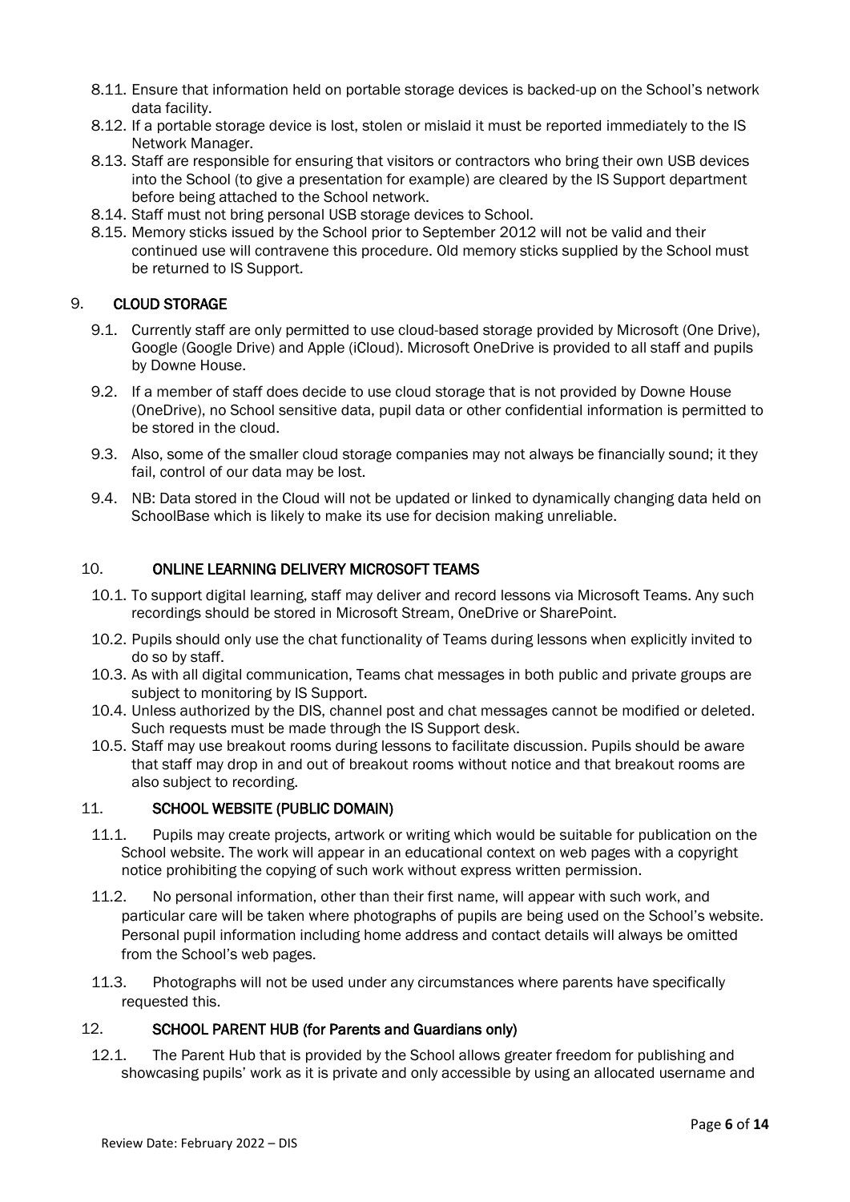8.11. Ensure that information held on portable storage devices is backed-up on the School's network data facility.

8.12. If a portable storage device is lost, stolen or mislaid it must be reported immediately to the IS Network Manager.

8.13. Staff are responsible for ensuring that visitors or contractors who bring their own USB devices into the School (to give a presentation for example) are cleared by the IS Support department before being attached to the School network.

8.14. Staff must not bring personal USB storage devices to School.

8.15. Memory sticks issued by the School prior to September 2012 will not be valid and their continued use will contravene this procedure. Old memory sticks supplied by the School must be returned to IS Support.

## 9. CLOUD STORAGE

9.1. Currently staff are only permitted to use cloud-based storage provided by Microsoft (One Drive), Google (Google Drive) and Apple (iCloud). Microsoft OneDrive is provided to all staff and pupils by Downe House.

9.2. If a member of staff does decide to use cloud storage that is not provided by Downe House (OneDrive), no School sensitive data, pupil data or other confidential information is permitted to be stored in the cloud.

9.3. Also, some of the smaller cloud storage companies may not always be financially sound; it they fail, control of our data may be lost.

9.4. NB: Data stored in the Cloud will not be updated or linked to dynamically changing data held on SchoolBase which is likely to make its use for decision making unreliable.

## 10. ONLINE LEARNING DELIVERY MICROSOFT TEAMS

10.1. To support digital learning, staff may deliver and record lessons via Microsoft Teams. Any such recordings should be stored in Microsoft Stream, OneDrive or SharePoint.

10.2. Pupils should only use the chat functionality of Teams during lessons when explicitly invited to do so by staff.

10.3. As with all digital communication, Teams chat messages in both public and private groups are subject to monitoring by IS Support.

10.4. Unless authorized by the DIS, channel post and chat messages cannot be modified or deleted. Such requests must be made through the IS Support desk.

10.5. Staff may use breakout rooms during lessons to facilitate discussion. Pupils should be aware that staff may drop in and out of breakout rooms without notice and that breakout rooms are also subject to recording.

## 11. SCHOOL WEBSITE (PUBLIC DOMAIN)

11.1. Pupils may create projects, artwork or writing which would be suitable for publication on the School website. The work will appear in an educational context on web pages with a copyright notice prohibiting the copying of such work without express written permission.

11.2. No personal information, other than their first name, will appear with such work, and particular care will be taken where photographs of pupils are being used on the School's website. Personal pupil information including home address and contact details will always be omitted from the School's web pages.

11.3. Photographs will not be used under any circumstances where parents have specifically requested this.

## 12. SCHOOL PARENT HUB (for Parents and Guardians only)

12.1. The Parent Hub that is provided by the School allows greater freedom for publishing and showcasing pupils' work as it is private and only accessible by using an allocated username and

Review Date: February 2022 – DIS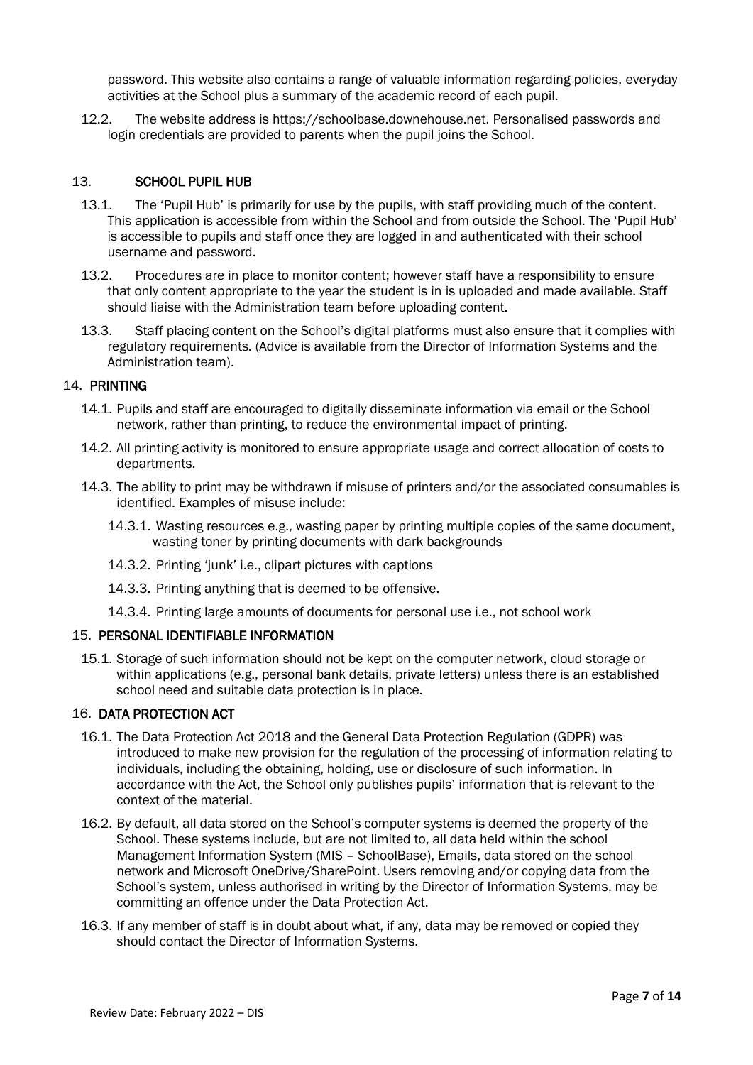password. This website also contains a range of valuable information regarding policies, everyday activities at the School plus a summary of the academic record of each pupil.

12.2. The website address is https://schoolbase.downehouse.net. Personalised passwords and login credentials are provided to parents when the pupil joins the School.

## 13. SCHOOL PUPIL HUB

13.1. The 'Pupil Hub' is primarily for use by the pupils, with staff providing much of the content. This application is accessible from within the School and from outside the School. The 'Pupil Hub' is accessible to pupils and staff once they are logged in and authenticated with their school username and password.

13.2. Procedures are in place to monitor content; however staff have a responsibility to ensure that only content appropriate to the year the student is in is uploaded and made available. Staff should liaise with the Administration team before uploading content.

13.3. Staff placing content on the School's digital platforms must also ensure that it complies with regulatory requirements. (Advice is available from the Director of Information Systems and the Administration team).

## 14. PRINTING

14.1. Pupils and staff are encouraged to digitally disseminate information via email or the School network, rather than printing, to reduce the environmental impact of printing.

14.2. All printing activity is monitored to ensure appropriate usage and correct allocation of costs to departments.

14.3. The ability to print may be withdrawn if misuse of printers and/or the associated consumables is identified. Examples of misuse include:

14.3.1. Wasting resources e.g., wasting paper by printing multiple copies of the same document, wasting toner by printing documents with dark backgrounds

14.3.2. Printing 'junk' i.e., clipart pictures with captions

14.3.3. Printing anything that is deemed to be offensive.

14.3.4. Printing large amounts of documents for personal use i.e., not school work

## 15. PERSONAL IDENTIFIABLE INFORMATION

15.1. Storage of such information should not be kept on the computer network, cloud storage or within applications (e.g., personal bank details, private letters) unless there is an established school need and suitable data protection is in place.

## 16. DATA PROTECTION ACT

16.1. The Data Protection Act 2018 and the General Data Protection Regulation (GDPR) was introduced to make new provision for the regulation of the processing of information relating to individuals, including the obtaining, holding, use or disclosure of such information. In accordance with the Act, the School only publishes pupils' information that is relevant to the context of the material.

16.2. By default, all data stored on the School's computer systems is deemed the property of the School. These systems include, but are not limited to, all data held within the school Management Information System (MIS – SchoolBase), Emails, data stored on the school network and Microsoft OneDrive/SharePoint. Users removing and/or copying data from the School's system, unless authorised in writing by the Director of Information Systems, may be committing an offence under the Data Protection Act.

16.3. If any member of staff is in doubt about what, if any, data may be removed or copied they should contact the Director of Information Systems.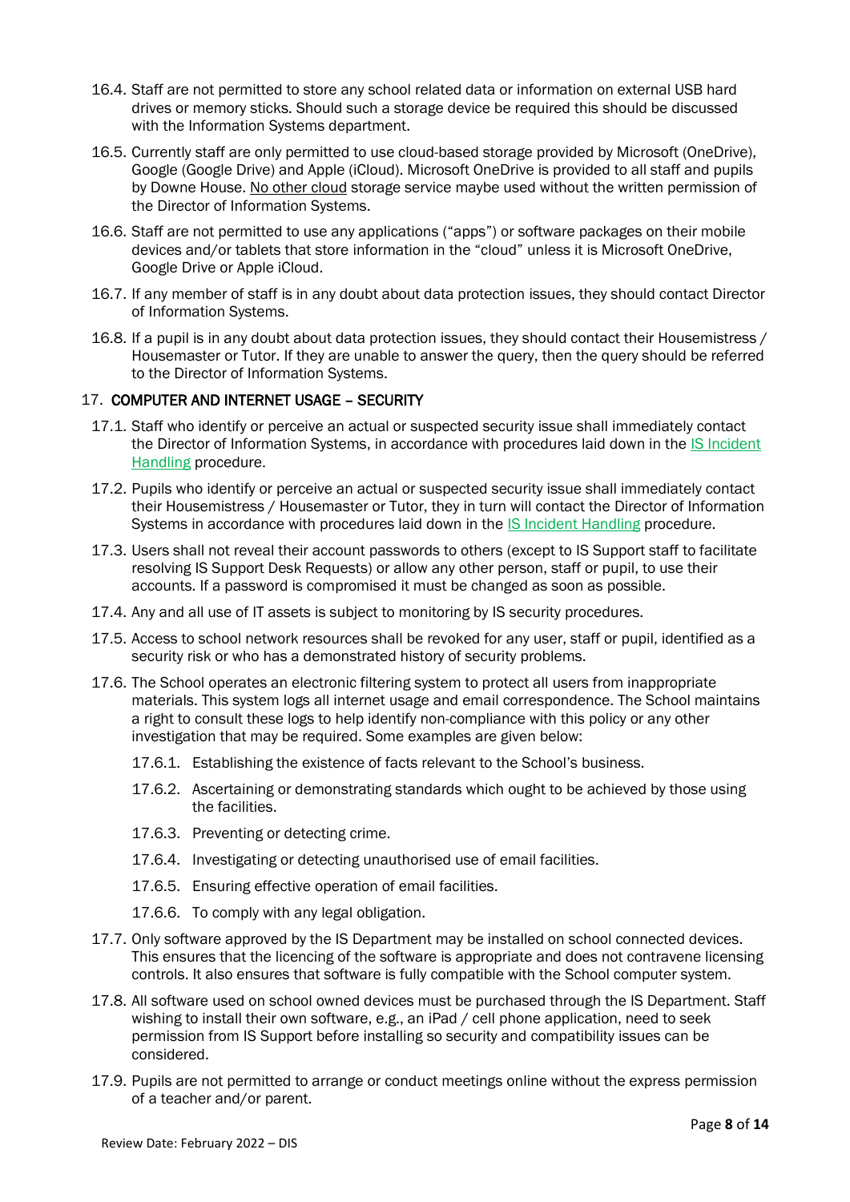16.4. Staff are not permitted to store any school related data or information on external USB hard drives or memory sticks. Should such a storage device be required this should be discussed with the Information Systems department.

16.5. Currently staff are only permitted to use cloud-based storage provided by Microsoft (OneDrive), Google (Google Drive) and Apple (iCloud). Microsoft OneDrive is provided to all staff and pupils by Downe House. No other cloud storage service maybe used without the written permission of the Director of Information Systems.

16.6. Staff are not permitted to use any applications ("apps") or software packages on their mobile devices and/or tablets that store information in the "cloud" unless it is Microsoft OneDrive, Google Drive or Apple iCloud.

16.7. If any member of staff is in any doubt about data protection issues, they should contact Director of Information Systems.

16.8. If a pupil is in any doubt about data protection issues, they should contact their Housemistress / Housemaster or Tutor. If they are unable to answer the query, then the query should be referred to the Director of Information Systems.

## 17. COMPUTER AND INTERNET USAGE – SECURITY

17.1. Staff who identify or perceive an actual or suspected security issue shall immediately contact the Director of Information Systems, in accordance with procedures laid down in the IS Incident Handling procedure.

17.2. Pupils who identify or perceive an actual or suspected security issue shall immediately contact their Housemistress / Housemaster or Tutor, they in turn will contact the Director of Information Systems in accordance with procedures laid down in the IS Incident Handling procedure.

17.3. Users shall not reveal their account passwords to others (except to IS Support staff to facilitate resolving IS Support Desk Requests) or allow any other person, staff or pupil, to use their accounts. If a password is compromised it must be changed as soon as possible.

17.4. Any and all use of IT assets is subject to monitoring by IS security procedures.

17.5. Access to school network resources shall be revoked for any user, staff or pupil, identified as a security risk or who has a demonstrated history of security problems.

17.6. The School operates an electronic filtering system to protect all users from inappropriate materials. This system logs all internet usage and email correspondence. The School maintains a right to consult these logs to help identify non-compliance with this policy or any other investigation that may be required. Some examples are given below:

- 17.6.1. Establishing the existence of facts relevant to the School's business.
- 17.6.2. Ascertaining or demonstrating standards which ought to be achieved by those using the facilities.
- 17.6.3. Preventing or detecting crime.
- 17.6.4. Investigating or detecting unauthorised use of email facilities.
- 17.6.5. Ensuring effective operation of email facilities.
- 17.6.6. To comply with any legal obligation.

17.7. Only software approved by the IS Department may be installed on school connected devices. This ensures that the licencing of the software is appropriate and does not contravene licensing controls. It also ensures that software is fully compatible with the School computer system.

17.8. All software used on school owned devices must be purchased through the IS Department. Staff wishing to install their own software, e.g., an iPad / cell phone application, need to seek permission from IS Support before installing so security and compatibility issues can be considered.

17.9. Pupils are not permitted to arrange or conduct meetings online without the express permission of a teacher and/or parent.

Review Date: February 2022 – DIS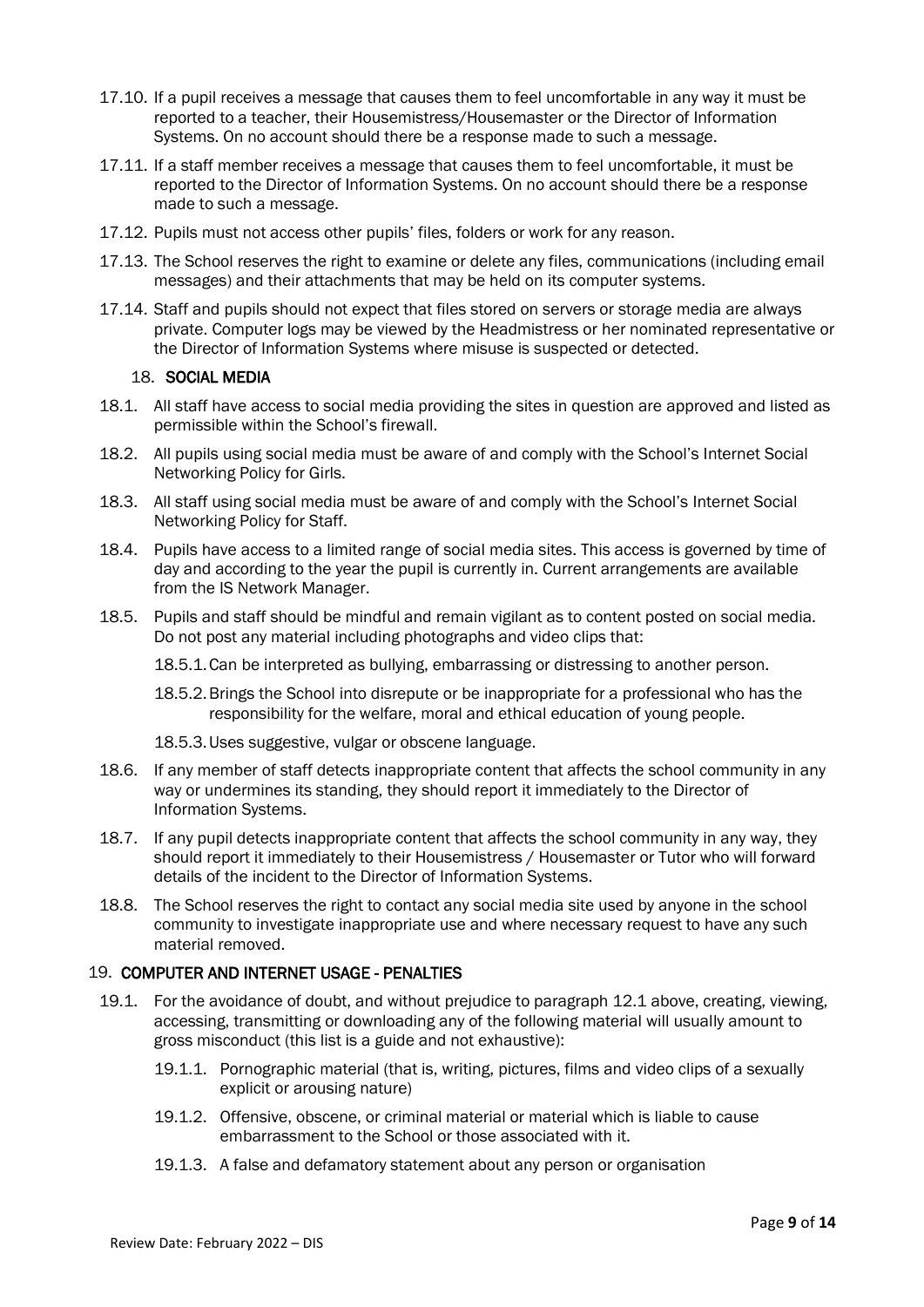17.10. If a pupil receives a message that causes them to feel uncomfortable in any way it must be reported to a teacher, their Housemistress/Housemaster or the Director of Information Systems. On no account should there be a response made to such a message.

17.11. If a staff member receives a message that causes them to feel uncomfortable, it must be reported to the Director of Information Systems. On no account should there be a response made to such a message.

17.12. Pupils must not access other pupils' files, folders or work for any reason.

17.13. The School reserves the right to examine or delete any files, communications (including email messages) and their attachments that may be held on its computer systems.

17.14. Staff and pupils should not expect that files stored on servers or storage media are always private. Computer logs may be viewed by the Headmistress or her nominated representative or the Director of Information Systems where misuse is suspected or detected.

## 18. SOCIAL MEDIA

18.1. All staff have access to social media providing the sites in question are approved and listed as permissible within the School's firewall.

18.2. All pupils using social media must be aware of and comply with the School's Internet Social Networking Policy for Girls.

18.3. All staff using social media must be aware of and comply with the School's Internet Social Networking Policy for Staff.

18.4. Pupils have access to a limited range of social media sites. This access is governed by time of day and according to the year the pupil is currently in. Current arrangements are available from the IS Network Manager.

18.5. Pupils and staff should be mindful and remain vigilant as to content posted on social media. Do not post any material including photographs and video clips that:

- 18.5.1. Can be interpreted as bullying, embarrassing or distressing to another person.
- 18.5.2. Brings the School into disrepute or be inappropriate for a professional who has the responsibility for the welfare, moral and ethical education of young people.
- 18.5.3. Uses suggestive, vulgar or obscene language.

18.6. If any member of staff detects inappropriate content that affects the school community in any way or undermines its standing, they should report it immediately to the Director of Information Systems.

18.7. If any pupil detects inappropriate content that affects the school community in any way, they should report it immediately to their Housemistress / Housemaster or Tutor who will forward details of the incident to the Director of Information Systems.

18.8. The School reserves the right to contact any social media site used by anyone in the school community to investigate inappropriate use and where necessary request to have any such material removed.

## 19. COMPUTER AND INTERNET USAGE - PENALTIES

19.1. For the avoidance of doubt, and without prejudice to paragraph 12.1 above, creating, viewing, accessing, transmitting or downloading any of the following material will usually amount to gross misconduct (this list is a guide and not exhaustive):

- 19.1.1. Pornographic material (that is, writing, pictures, films and video clips of a sexually explicit or arousing nature)
- 19.1.2. Offensive, obscene, or criminal material or material which is liable to cause embarrassment to the School or those associated with it.
- 19.1.3. A false and defamatory statement about any person or organisation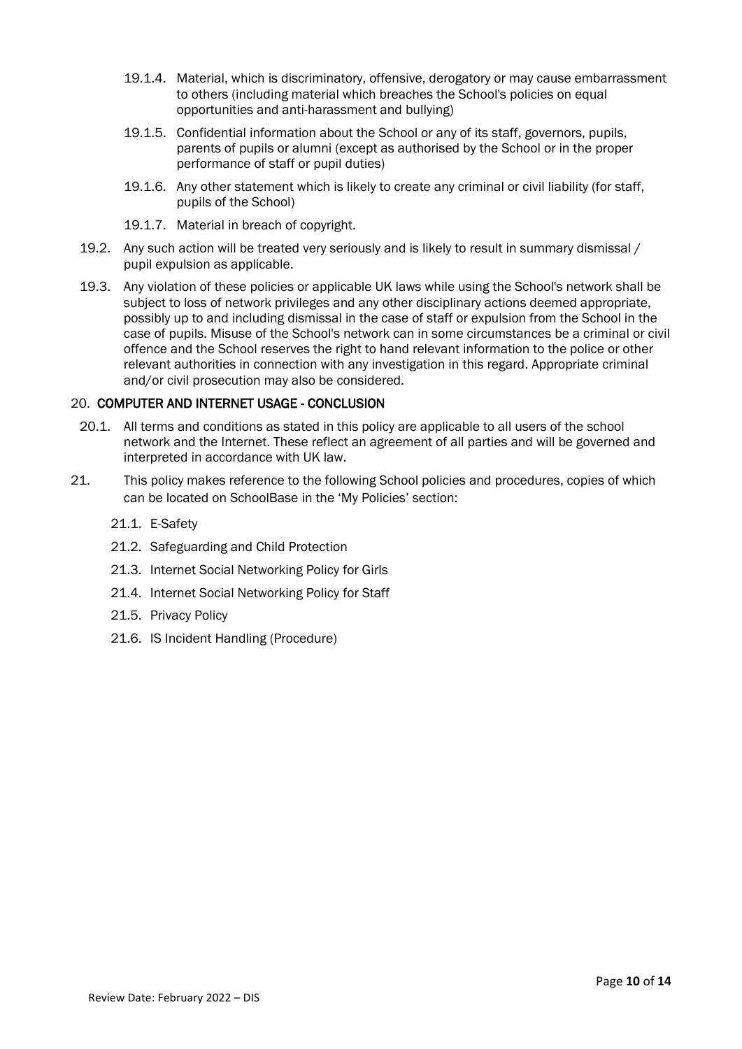19.1.4. Material, which is discriminatory, offensive, derogatory or may cause embarrassment to others (including material which breaches the School's policies on equal opportunities and anti-harassment and bullying)

19.1.5. Confidential information about the School or any of its staff, governors, pupils, parents of pupils or alumni (except as authorised by the School or in the proper performance of staff or pupil duties)

19.1.6. Any other statement which is likely to create any criminal or civil liability (for staff, pupils of the School)

19.1.7. Material in breach of copyright.

19.2. Any such action will be treated very seriously and is likely to result in summary dismissal / pupil expulsion as applicable.

19.3. Any violation of these policies or applicable UK laws while using the School's network shall be subject to loss of network privileges and any other disciplinary actions deemed appropriate, possibly up to and including dismissal in the case of staff or expulsion from the School in the case of pupils. Misuse of the School's network can in some circumstances be a criminal or civil offence and the School reserves the right to hand relevant information to the police or other relevant authorities in connection with any investigation in this regard. Appropriate criminal and/or civil prosecution may also be considered.

## 20. COMPUTER AND INTERNET USAGE - CONCLUSION

20.1. All terms and conditions as stated in this policy are applicable to all users of the school network and the Internet. These reflect an agreement of all parties and will be governed and interpreted in accordance with UK law.

21. This policy makes reference to the following School policies and procedures, copies of which can be located on SchoolBase in the 'My Policies' section:

21.1. E-Safety

21.2. Safeguarding and Child Protection

21.3. Internet Social Networking Policy for Girls

21.4. Internet Social Networking Policy for Staff

21.5. Privacy Policy

21.6. IS Incident Handling (Procedure)

Review Date: February 2022 – DIS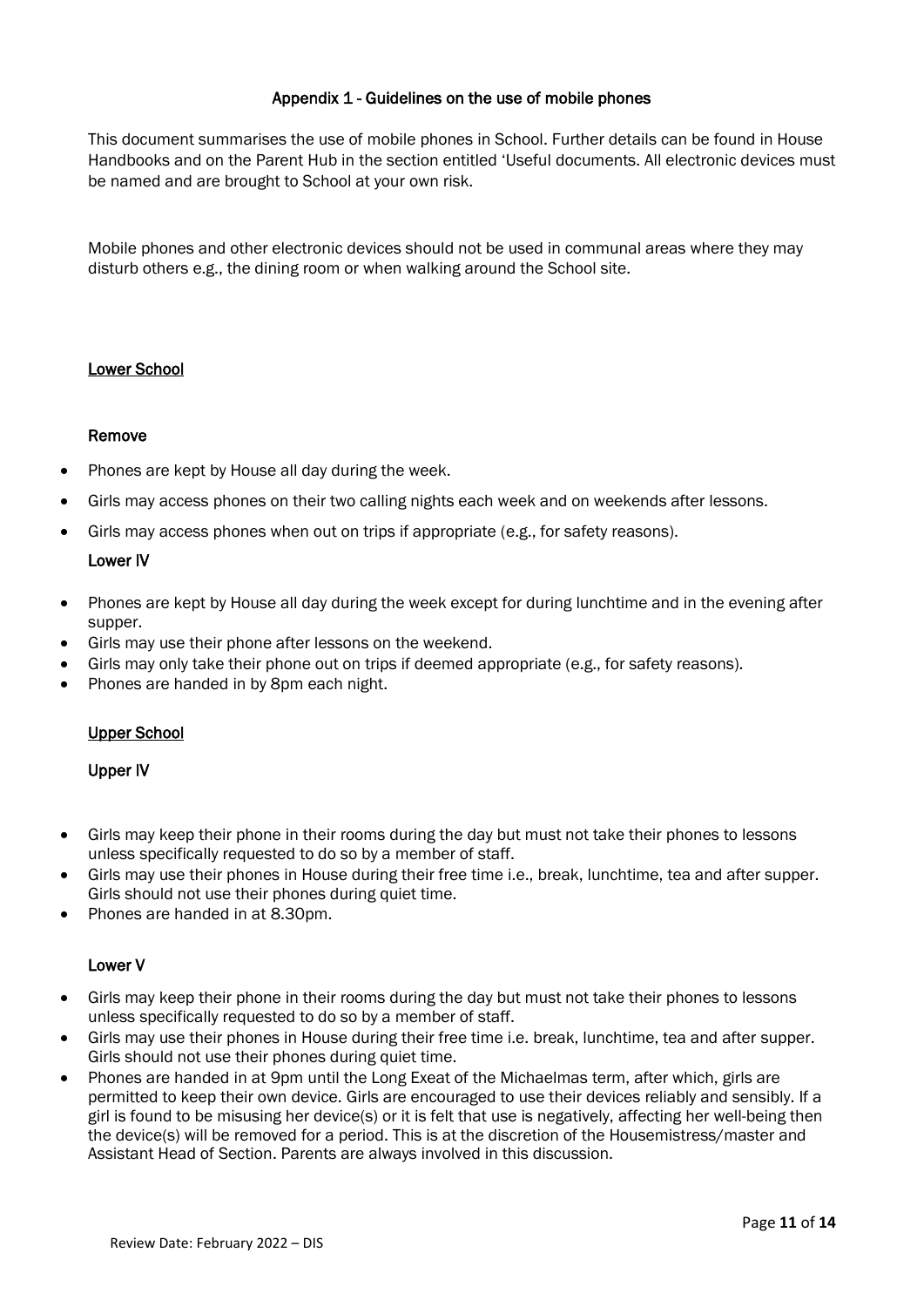## Appendix 1 - Guidelines on the use of mobile phones

This document summarises the use of mobile phones in School. Further details can be found in House Handbooks and on the Parent Hub in the section entitled 'Useful documents. All electronic devices must be named and are brought to School at your own risk.

Mobile phones and other electronic devices should not be used in communal areas where they may disturb others e.g., the dining room or when walking around the School site.

### Lower School

#### Remove

- Phones are kept by House all day during the week.
- Girls may access phones on their two calling nights each week and on weekends after lessons.
- Girls may access phones when out on trips if appropriate (e.g., for safety reasons).

#### Lower IV

- Phones are kept by House all day during the week except for during lunchtime and in the evening after supper.
- Girls may use their phone after lessons on the weekend.
- Girls may only take their phone out on trips if deemed appropriate (e.g., for safety reasons).
- Phones are handed in by 8pm each night.

### Upper School

#### Upper IV

- Girls may keep their phone in their rooms during the day but must not take their phones to lessons unless specifically requested to do so by a member of staff.
- Girls may use their phones in House during their free time i.e., break, lunchtime, tea and after supper. Girls should not use their phones during quiet time.
- Phones are handed in at 8.30pm.

#### Lower V

- Girls may keep their phone in their rooms during the day but must not take their phones to lessons unless specifically requested to do so by a member of staff.
- Girls may use their phones in House during their free time i.e. break, lunchtime, tea and after supper. Girls should not use their phones during quiet time.
- Phones are handed in at 9pm until the Long Exeat of the Michaelmas term, after which, girls are permitted to keep their own device. Girls are encouraged to use their devices reliably and sensibly. If a girl is found to be misusing her device(s) or it is felt that use is negatively, affecting her well-being then the device(s) will be removed for a period. This is at the discretion of the Housemistress/master and Assistant Head of Section. Parents are always involved in this discussion.

Review Date: February 2022 – DIS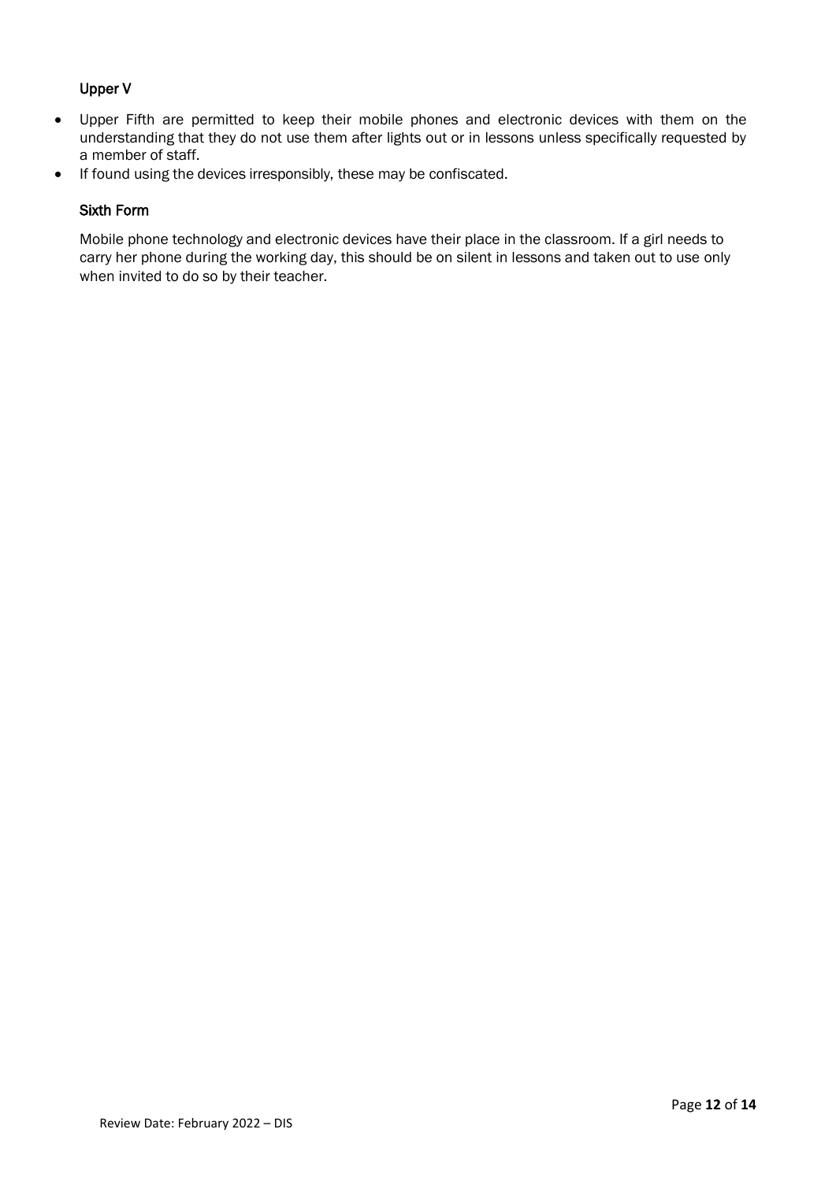### Upper V

- Upper Fifth are permitted to keep their mobile phones and electronic devices with them on the understanding that they do not use them after lights out or in lessons unless specifically requested by a member of staff.
- If found using the devices irresponsibly, these may be confiscated.

### Sixth Form

Mobile phone technology and electronic devices have their place in the classroom. If a girl needs to carry her phone during the working day, this should be on silent in lessons and taken out to use only when invited to do so by their teacher.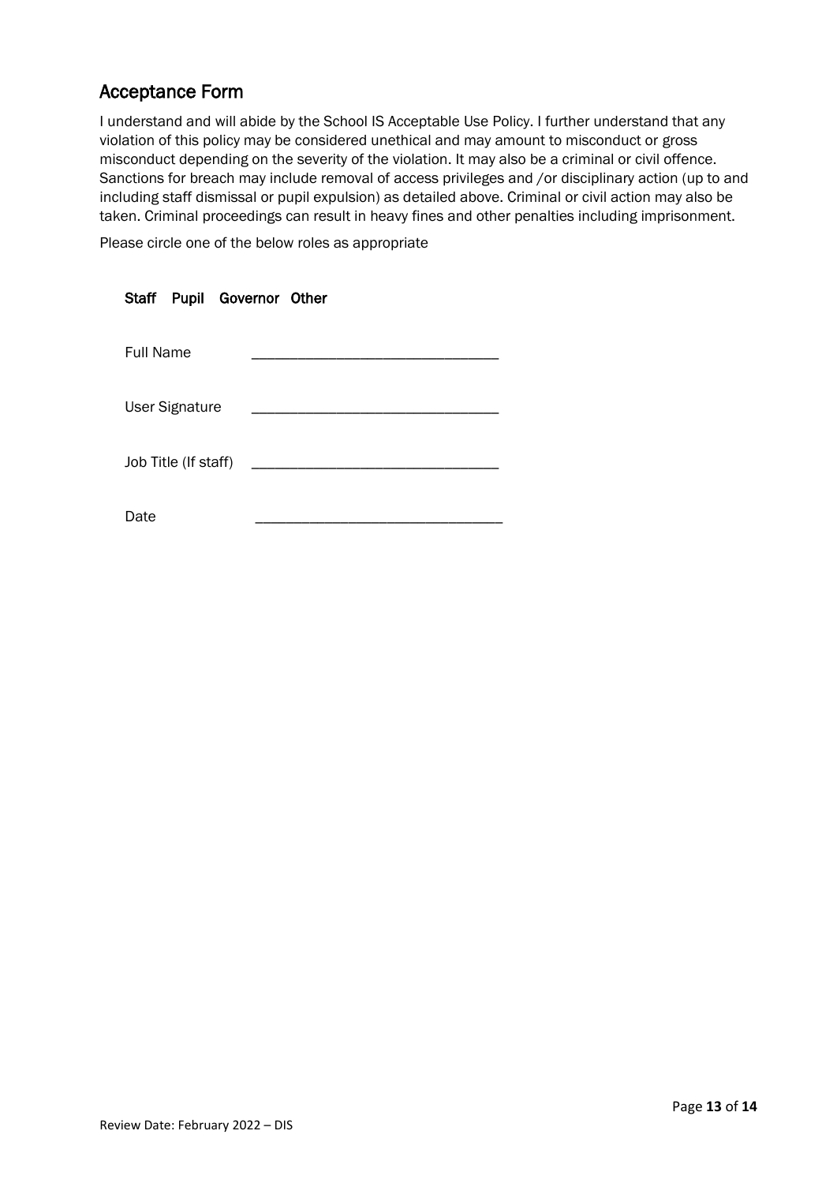## Acceptance Form

I understand and will abide by the School IS Acceptable Use Policy. I further understand that any violation of this policy may be considered unethical and may amount to misconduct or gross misconduct depending on the severity of the violation. It may also be a criminal or civil offence. Sanctions for breach may include removal of access privileges and /or disciplinary action (up to and including staff dismissal or pupil expulsion) as detailed above. Criminal or civil action may also be taken. Criminal proceedings can result in heavy fines and other penalties including imprisonment.

Please circle one of the below roles as appropriate

**Staff Pupil Governor Other**

Full Name ________________________________

User Signature ________________________________

Job Title (If staff) ________________________________

Date ________________________________

Review Date: February 2022 – DIS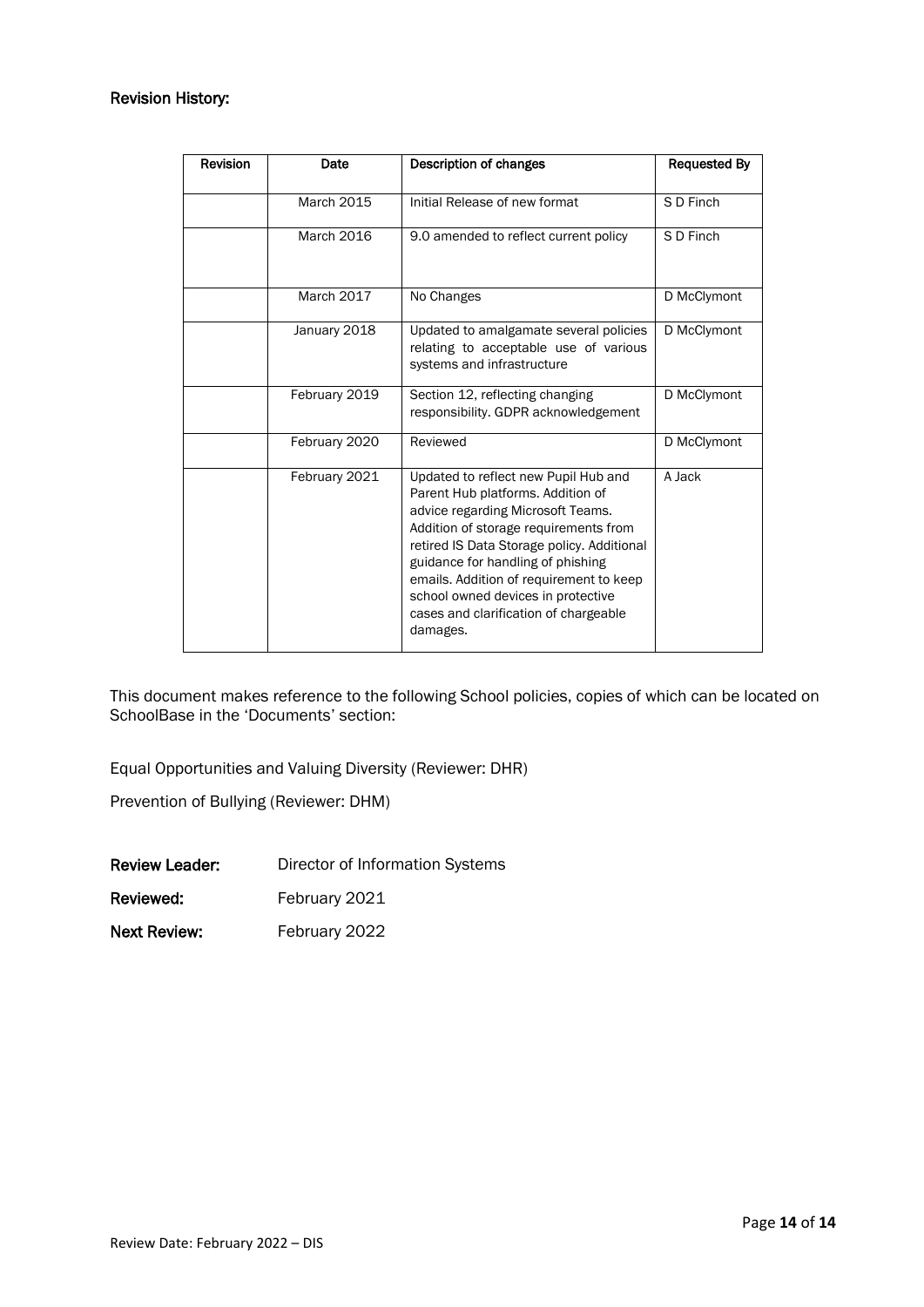## Revision History:

| Revision | Date | Description of changes | Requested By |
|---|---|---|---|
| | March 2015 | Initial Release of new format | S D Finch |
| | March 2016 | 9.0 amended to reflect current policy | S D Finch |
| | March 2017 | No Changes | D McClymont |
| | January 2018 | Updated to amalgamate several policies relating to acceptable use of various systems and infrastructure | D McClymont |
| | February 2019 | Section 12, reflecting changing responsibility. GDPR acknowledgement | D McClymont |
| | February 2020 | Reviewed | D McClymont |
| | February 2021 | Updated to reflect new Pupil Hub and Parent Hub platforms. Addition of advice regarding Microsoft Teams. Addition of storage requirements from retired IS Data Storage policy. Additional guidance for handling of phishing emails. Addition of requirement to keep school owned devices in protective cases and clarification of chargeable damages. | A Jack |

This document makes reference to the following School policies, copies of which can be located on SchoolBase in the 'Documents' section:

Equal Opportunities and Valuing Diversity (Reviewer: DHR)

Prevention of Bullying (Reviewer: DHM)

**Review Leader:** Director of Information Systems

**Reviewed:** February 2021

**Next Review:** February 2022

Review Date: February 2022 – DIS